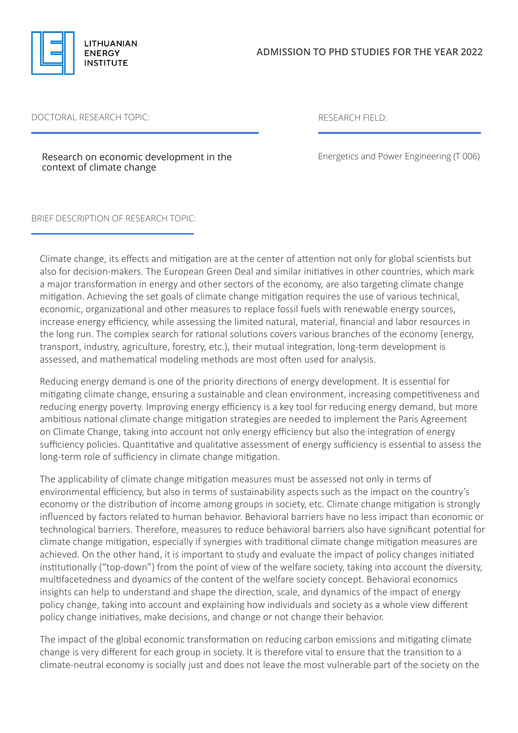LITHUANIAN ENERGY INSTITUTE

## ADMISSION TO PHD STUDIES FOR THE YEAR 2022

DOCTORAL RESEARCH TOPIC:

Research on economic development in the context of climate change

RESEARCH FIELD:

Energetics and Power Engineering (T 006)

BRIEF DESCRIPTION OF RESEARCH TOPIC:

Climate change, its effects and mitigation are at the center of attention not only for global scientists but also for decision-makers. The European Green Deal and similar initiatives in other countries, which mark a major transformation in energy and other sectors of the economy, are also targeting climate change mitigation. Achieving the set goals of climate change mitigation requires the use of various technical, economic, organizational and other measures to replace fossil fuels with renewable energy sources, increase energy efficiency, while assessing the limited natural, material, financial and labor resources in the long run. The complex search for rational solutions covers various branches of the economy (energy, transport, industry, agriculture, forestry, etc.), their mutual integration, long-term development is assessed, and mathematical modeling methods are most often used for analysis.

Reducing energy demand is one of the priority directions of energy development. It is essential for mitigating climate change, ensuring a sustainable and clean environment, increasing competitiveness and reducing energy poverty. Improving energy efficiency is a key tool for reducing energy demand, but more ambitious national climate change mitigation strategies are needed to implement the Paris Agreement on Climate Change, taking into account not only energy efficiency but also the integration of energy sufficiency policies. Quantitative and qualitative assessment of energy sufficiency is essential to assess the long-term role of sufficiency in climate change mitigation.

The applicability of climate change mitigation measures must be assessed not only in terms of environmental efficiency, but also in terms of sustainability aspects such as the impact on the country's economy or the distribution of income among groups in society, etc. Climate change mitigation is strongly influenced by factors related to human behavior. Behavioral barriers have no less impact than economic or technological barriers. Therefore, measures to reduce behavioral barriers also have significant potential for climate change mitigation, especially if synergies with traditional climate change mitigation measures are achieved. On the other hand, it is important to study and evaluate the impact of policy changes initiated institutionally ("top-down") from the point of view of the welfare society, taking into account the diversity, multifacetedness and dynamics of the content of the welfare society concept. Behavioral economics insights can help to understand and shape the direction, scale, and dynamics of the impact of energy policy change, taking into account and explaining how individuals and society as a whole view different policy change initiatives, make decisions, and change or not change their behavior.

The impact of the global economic transformation on reducing carbon emissions and mitigating climate change is very different for each group in society. It is therefore vital to ensure that the transition to a climate-neutral economy is socially just and does not leave the most vulnerable part of the society on the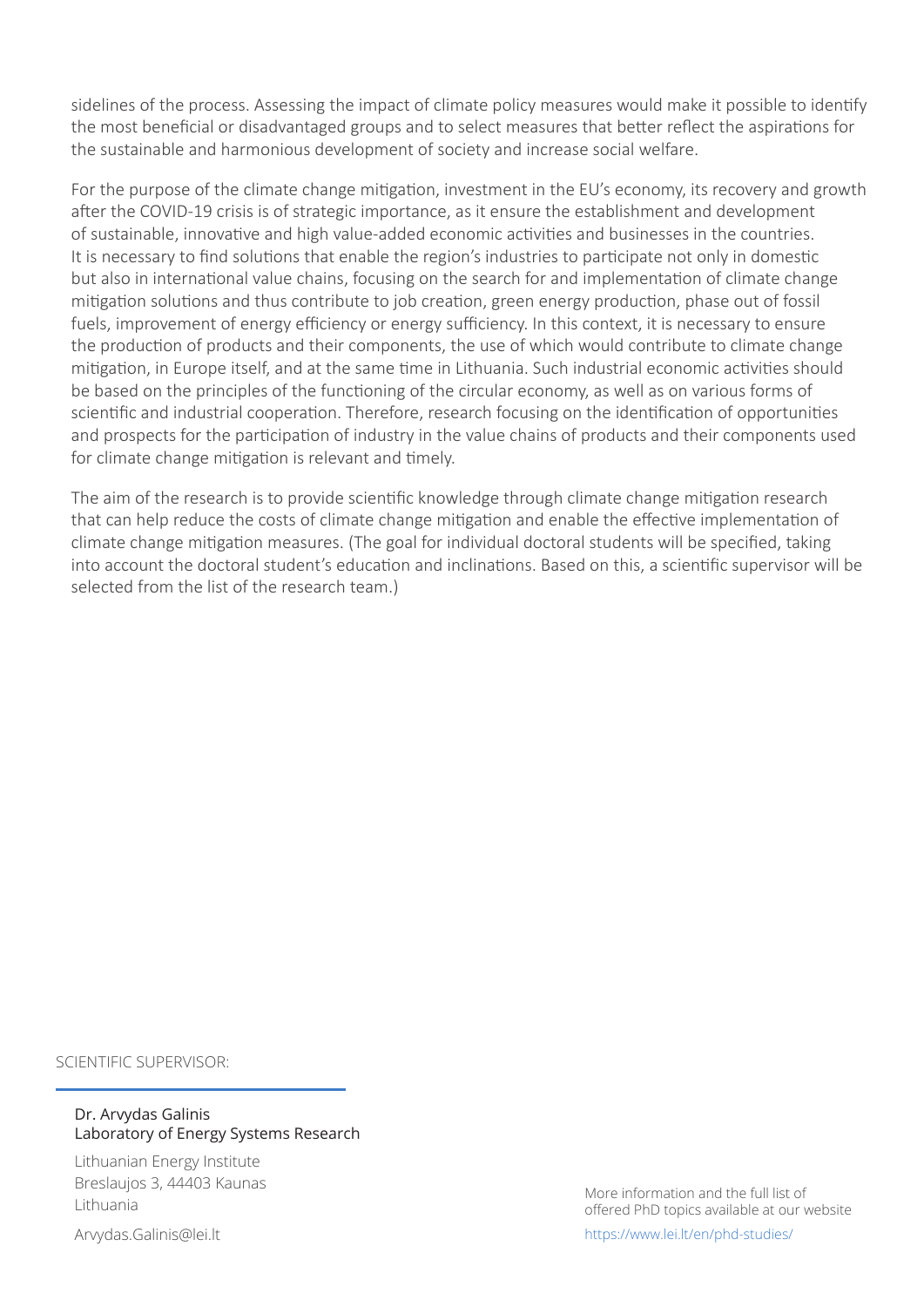sidelines of the process. Assessing the impact of climate policy measures would make it possible to identify the most beneficial or disadvantaged groups and to select measures that better reflect the aspirations for the sustainable and harmonious development of society and increase social welfare.

For the purpose of the climate change mitigation, investment in the EU's economy, its recovery and growth after the COVID-19 crisis is of strategic importance, as it ensure the establishment and development of sustainable, innovative and high value-added economic activities and businesses in the countries. It is necessary to find solutions that enable the region's industries to participate not only in domestic but also in international value chains, focusing on the search for and implementation of climate change mitigation solutions and thus contribute to job creation, green energy production, phase out of fossil fuels, improvement of energy efficiency or energy sufficiency. In this context, it is necessary to ensure the production of products and their components, the use of which would contribute to climate change mitigation, in Europe itself, and at the same time in Lithuania. Such industrial economic activities should be based on the principles of the functioning of the circular economy, as well as on various forms of scientific and industrial cooperation. Therefore, research focusing on the identification of opportunities and prospects for the participation of industry in the value chains of products and their components used for climate change mitigation is relevant and timely.

The aim of the research is to provide scientific knowledge through climate change mitigation research that can help reduce the costs of climate change mitigation and enable the effective implementation of climate change mitigation measures. (The goal for individual doctoral students will be specified, taking into account the doctoral student's education and inclinations. Based on this, a scientific supervisor will be selected from the list of the research team.)

SCIENTIFIC SUPERVISOR:

Dr. Arvydas Galinis
Laboratory of Energy Systems Research

Lithuanian Energy Institute
Breslaujos 3, 44403 Kaunas
Lithuania

Arvydas.Galinis@lei.lt

More information and the full list of offered PhD topics available at our website

https://www.lei.lt/en/phd-studies/